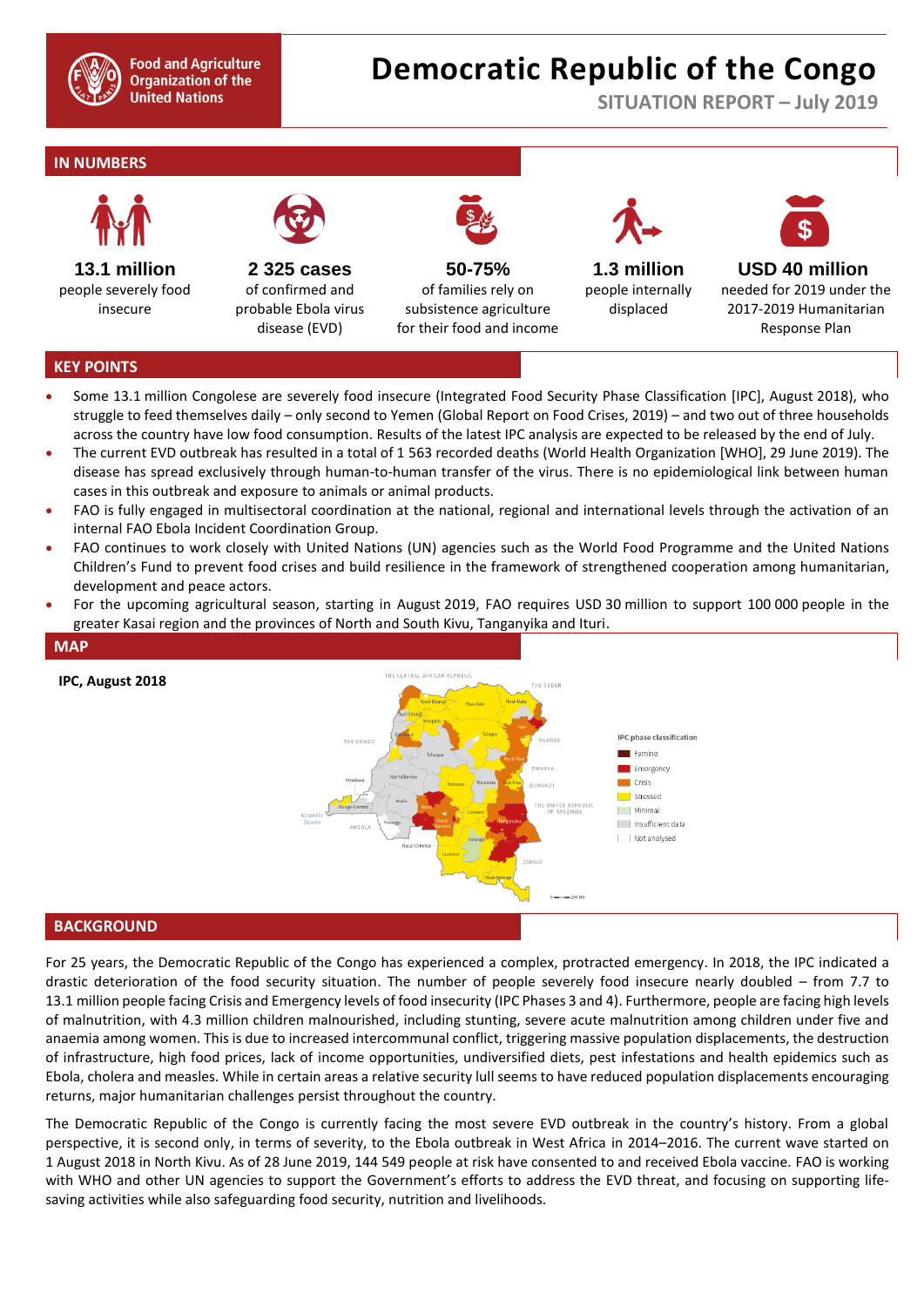Food and Agriculture Organization of the United Nations

# Democratic Republic of the Congo

**SITUATION REPORT – July 2019**

## IN NUMBERS

**13.1 million**
people severely food insecure

**2 325 cases**
of confirmed and probable Ebola virus disease (EVD)

**50-75%**
of families rely on subsistence agriculture for their food and income

**1.3 million**
people internally displaced

**USD 40 million**
needed for 2019 under the 2017-2019 Humanitarian Response Plan

## KEY POINTS

- Some 13.1 million Congolese are severely food insecure (Integrated Food Security Phase Classification [IPC], August 2018), who struggle to feed themselves daily – only second to Yemen (Global Report on Food Crises, 2019) – and two out of three households across the country have low food consumption. Results of the latest IPC analysis are expected to be released by the end of July.
- The current EVD outbreak has resulted in a total of 1 563 recorded deaths (World Health Organization [WHO], 29 June 2019). The disease has spread exclusively through human-to-human transfer of the virus. There is no epidemiological link between human cases in this outbreak and exposure to animals or animal products.
- FAO is fully engaged in multisectoral coordination at the national, regional and international levels through the activation of an internal FAO Ebola Incident Coordination Group.
- FAO continues to work closely with United Nations (UN) agencies such as the World Food Programme and the United Nations Children's Fund to prevent food crises and build resilience in the framework of strengthened cooperation among humanitarian, development and peace actors.
- For the upcoming agricultural season, starting in August 2019, FAO requires USD 30 million to support 100 000 people in the greater Kasai region and the provinces of North and South Kivu, Tanganyika and Ituri.

## MAP

**IPC, August 2018**

IPC phase classification: Famine; Emergency; Crisis; Stressed; Minimal; Insufficient data; Not analysed

## BACKGROUND

For 25 years, the Democratic Republic of the Congo has experienced a complex, protracted emergency. In 2018, the IPC indicated a drastic deterioration of the food security situation. The number of people severely food insecure nearly doubled – from 7.7 to 13.1 million people facing Crisis and Emergency levels of food insecurity (IPC Phases 3 and 4). Furthermore, people are facing high levels of malnutrition, with 4.3 million children malnourished, including stunting, severe acute malnutrition among children under five and anaemia among women. This is due to increased intercommunal conflict, triggering massive population displacements, the destruction of infrastructure, high food prices, lack of income opportunities, undiversified diets, pest infestations and health epidemics such as Ebola, cholera and measles. While in certain areas a relative security lull seems to have reduced population displacements encouraging returns, major humanitarian challenges persist throughout the country.

The Democratic Republic of the Congo is currently facing the most severe EVD outbreak in the country's history. From a global perspective, it is second only, in terms of severity, to the Ebola outbreak in West Africa in 2014–2016. The current wave started on 1 August 2018 in North Kivu. As of 28 June 2019, 144 549 people at risk have consented to and received Ebola vaccine. FAO is working with WHO and other UN agencies to support the Government's efforts to address the EVD threat, and focusing on supporting life-saving activities while also safeguarding food security, nutrition and livelihoods.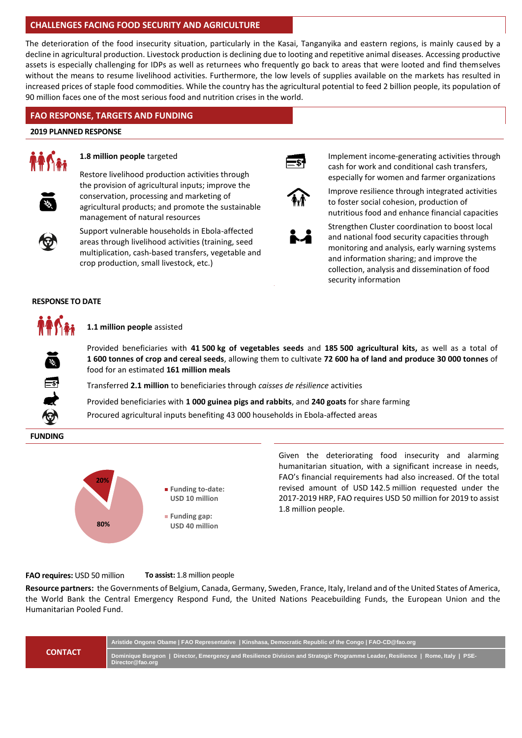## CHALLENGES FACING FOOD SECURITY AND AGRICULTURE

The deterioration of the food insecurity situation, particularly in the Kasai, Tanganyika and eastern regions, is mainly caused by a decline in agricultural production. Livestock production is declining due to looting and repetitive animal diseases. Accessing productive assets is especially challenging for IDPs as well as returnees who frequently go back to areas that were looted and find themselves without the means to resume livelihood activities. Furthermore, the low levels of supplies available on the markets has resulted in increased prices of staple food commodities. While the country has the agricultural potential to feed 2 billion people, its population of 90 million faces one of the most serious food and nutrition crises in the world.

## FAO RESPONSE, TARGETS AND FUNDING

### 2019 PLANNED RESPONSE

**1.8 million people** targeted

Restore livelihood production activities through the provision of agricultural inputs; improve the conservation, processing and marketing of agricultural products; and promote the sustainable management of natural resources

Support vulnerable households in Ebola-affected areas through livelihood activities (training, seed multiplication, cash-based transfers, vegetable and crop production, small livestock, etc.)

Implement income-generating activities through cash for work and conditional cash transfers, especially for women and farmer organizations

Improve resilience through integrated activities to foster social cohesion, production of nutritious food and enhance financial capacities

Strengthen Cluster coordination to boost local and national food security capacities through monitoring and analysis, early warning systems and information sharing; and improve the collection, analysis and dissemination of food security information

### RESPONSE TO DATE

**1.1 million people** assisted

Provided beneficiaries with **41 500 kg of vegetables seeds** and **185 500 agricultural kits,** as well as a total of **1 600 tonnes of crop and cereal seeds**, allowing them to cultivate **72 600 ha of land and produce 30 000 tonnes** of food for an estimated **161 million meals**

Transferred **2.1 million** to beneficiaries through *caisses de résilience* activities

Provided beneficiaries with **1 000 guinea pigs and rabbits**, and **240 goats** for share farming

Procured agricultural inputs benefiting 43 000 households in Ebola-affected areas

### FUNDING

20%

80%

**Funding to-date: USD 10 million**

**Funding gap: USD 40 million**

Given the deteriorating food insecurity and alarming humanitarian situation, with a significant increase in needs, FAO's financial requirements had also increased. Of the total revised amount of USD 142.5 million requested under the 2017-2019 HRP, FAO requires USD 50 million for 2019 to assist 1.8 million people.

**FAO requires:** USD 50 million **To assist:** 1.8 million people

**Resource partners:** the Governments of Belgium, Canada, Germany, Sweden, France, Italy, Ireland and of the United States of America, the World Bank the Central Emergency Respond Fund, the United Nations Peacebuilding Funds, the European Union and the Humanitarian Pooled Fund.

**CONTACT**

Aristide Ongone Obame | FAO Representative | Kinshasa, Democratic Republic of the Congo | FAO-CD@fao.org

Dominique Burgeon | Director, Emergency and Resilience Division and Strategic Programme Leader, Resilience | Rome, Italy | PSE-Director@fao.org